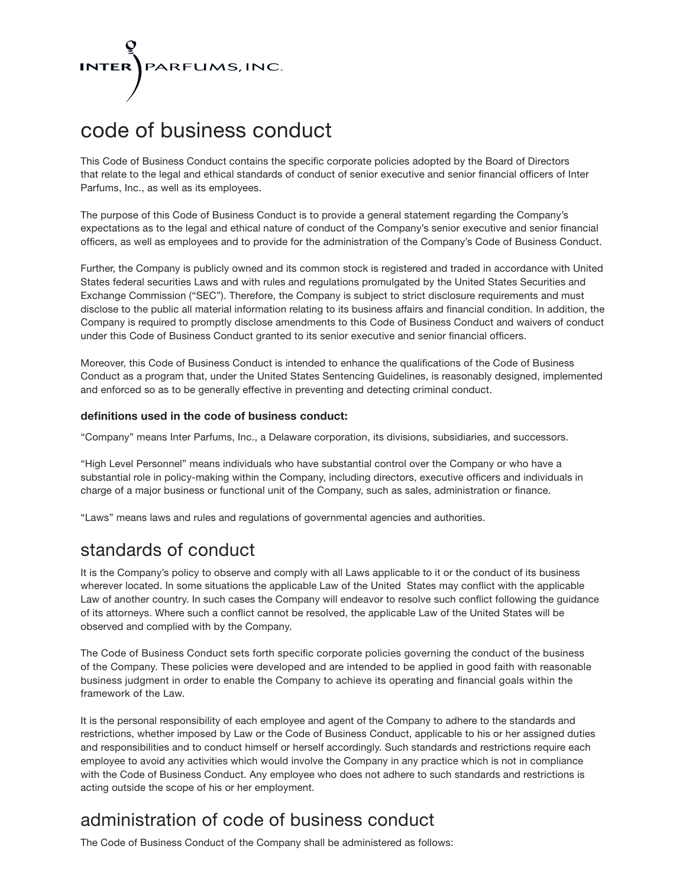INTER PARFUMS, INC.

# code of business conduct

This Code of Business Conduct contains the specific corporate policies adopted by the Board of Directors that relate to the legal and ethical standards of conduct of senior executive and senior financial officers of Inter Parfums, Inc., as well as its employees.

The purpose of this Code of Business Conduct is to provide a general statement regarding the Company's expectations as to the legal and ethical nature of conduct of the Company's senior executive and senior financial officers, as well as employees and to provide for the administration of the Company's Code of Business Conduct.

Further, the Company is publicly owned and its common stock is registered and traded in accordance with United States federal securities Laws and with rules and regulations promulgated by the United States Securities and Exchange Commission ("SEC"). Therefore, the Company is subject to strict disclosure requirements and must disclose to the public all material information relating to its business affairs and financial condition. In addition, the Company is required to promptly disclose amendments to this Code of Business Conduct and waivers of conduct under this Code of Business Conduct granted to its senior executive and senior financial officers.

Moreover, this Code of Business Conduct is intended to enhance the qualifications of the Code of Business Conduct as a program that, under the United States Sentencing Guidelines, is reasonably designed, implemented and enforced so as to be generally effective in preventing and detecting criminal conduct.

### definitions used in the code of business conduct:

"Company" means Inter Parfums, Inc., a Delaware corporation, its divisions, subsidiaries, and successors.

"High Level Personnel" means individuals who have substantial control over the Company or who have a substantial role in policy-making within the Company, including directors, executive officers and individuals in charge of a major business or functional unit of the Company, such as sales, administration or finance.

"Laws" means laws and rules and regulations of governmental agencies and authorities.

## standards of conduct

It is the Company's policy to observe and comply with all Laws applicable to it or the conduct of its business wherever located. In some situations the applicable Law of the United States may conflict with the applicable Law of another country. In such cases the Company will endeavor to resolve such conflict following the guidance of its attorneys. Where such a conflict cannot be resolved, the applicable Law of the United States will be observed and complied with by the Company.

The Code of Business Conduct sets forth specific corporate policies governing the conduct of the business of the Company. These policies were developed and are intended to be applied in good faith with reasonable business judgment in order to enable the Company to achieve its operating and financial goals within the framework of the Law.

It is the personal responsibility of each employee and agent of the Company to adhere to the standards and restrictions, whether imposed by Law or the Code of Business Conduct, applicable to his or her assigned duties and responsibilities and to conduct himself or herself accordingly. Such standards and restrictions require each employee to avoid any activities which would involve the Company in any practice which is not in compliance with the Code of Business Conduct. Any employee who does not adhere to such standards and restrictions is acting outside the scope of his or her employment.

## administration of code of business conduct

The Code of Business Conduct of the Company shall be administered as follows: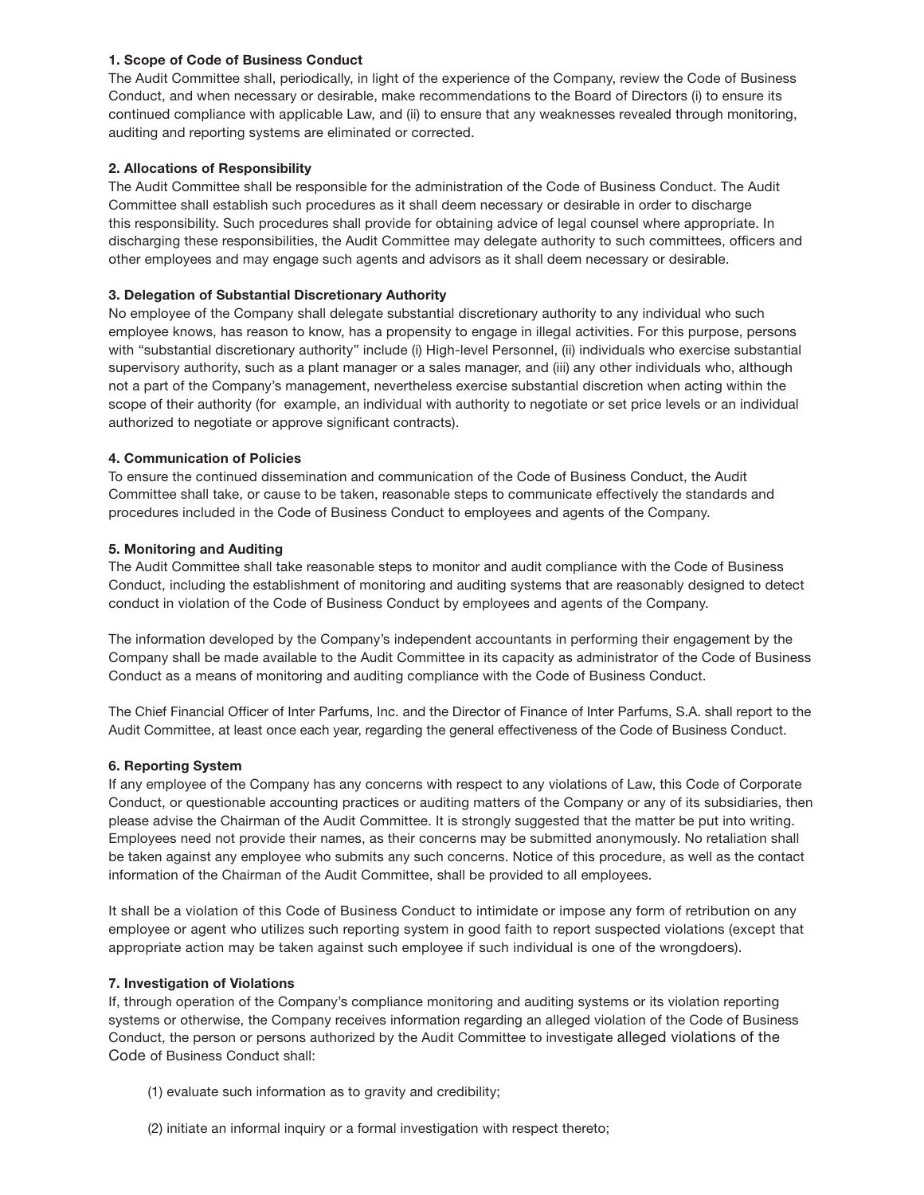**1. Scope of Code of Business Conduct**

The Audit Committee shall, periodically, in light of the experience of the Company, review the Code of Business Conduct, and when necessary or desirable, make recommendations to the Board of Directors (i) to ensure its continued compliance with applicable Law, and (ii) to ensure that any weaknesses revealed through monitoring, auditing and reporting systems are eliminated or corrected.

**2. Allocations of Responsibility**

The Audit Committee shall be responsible for the administration of the Code of Business Conduct. The Audit Committee shall establish such procedures as it shall deem necessary or desirable in order to discharge this responsibility. Such procedures shall provide for obtaining advice of legal counsel where appropriate. In discharging these responsibilities, the Audit Committee may delegate authority to such committees, officers and other employees and may engage such agents and advisors as it shall deem necessary or desirable.

**3. Delegation of Substantial Discretionary Authority**

No employee of the Company shall delegate substantial discretionary authority to any individual who such employee knows, has reason to know, has a propensity to engage in illegal activities. For this purpose, persons with "substantial discretionary authority" include (i) High-level Personnel, (ii) individuals who exercise substantial supervisory authority, such as a plant manager or a sales manager, and (iii) any other individuals who, although not a part of the Company's management, nevertheless exercise substantial discretion when acting within the scope of their authority (for example, an individual with authority to negotiate or set price levels or an individual authorized to negotiate or approve significant contracts).

**4. Communication of Policies**

To ensure the continued dissemination and communication of the Code of Business Conduct, the Audit Committee shall take, or cause to be taken, reasonable steps to communicate effectively the standards and procedures included in the Code of Business Conduct to employees and agents of the Company.

**5. Monitoring and Auditing**

The Audit Committee shall take reasonable steps to monitor and audit compliance with the Code of Business Conduct, including the establishment of monitoring and auditing systems that are reasonably designed to detect conduct in violation of the Code of Business Conduct by employees and agents of the Company.

The information developed by the Company's independent accountants in performing their engagement by the Company shall be made available to the Audit Committee in its capacity as administrator of the Code of Business Conduct as a means of monitoring and auditing compliance with the Code of Business Conduct.

The Chief Financial Officer of Inter Parfums, Inc. and the Director of Finance of Inter Parfums, S.A. shall report to the Audit Committee, at least once each year, regarding the general effectiveness of the Code of Business Conduct.

**6. Reporting System**

If any employee of the Company has any concerns with respect to any violations of Law, this Code of Corporate Conduct, or questionable accounting practices or auditing matters of the Company or any of its subsidiaries, then please advise the Chairman of the Audit Committee. It is strongly suggested that the matter be put into writing. Employees need not provide their names, as their concerns may be submitted anonymously. No retaliation shall be taken against any employee who submits any such concerns. Notice of this procedure, as well as the contact information of the Chairman of the Audit Committee, shall be provided to all employees.

It shall be a violation of this Code of Business Conduct to intimidate or impose any form of retribution on any employee or agent who utilizes such reporting system in good faith to report suspected violations (except that appropriate action may be taken against such employee if such individual is one of the wrongdoers).

**7. Investigation of Violations**

If, through operation of the Company's compliance monitoring and auditing systems or its violation reporting systems or otherwise, the Company receives information regarding an alleged violation of the Code of Business Conduct, the person or persons authorized by the Audit Committee to investigate alleged violations of the Code of Business Conduct shall:

(1) evaluate such information as to gravity and credibility;

(2) initiate an informal inquiry or a formal investigation with respect thereto;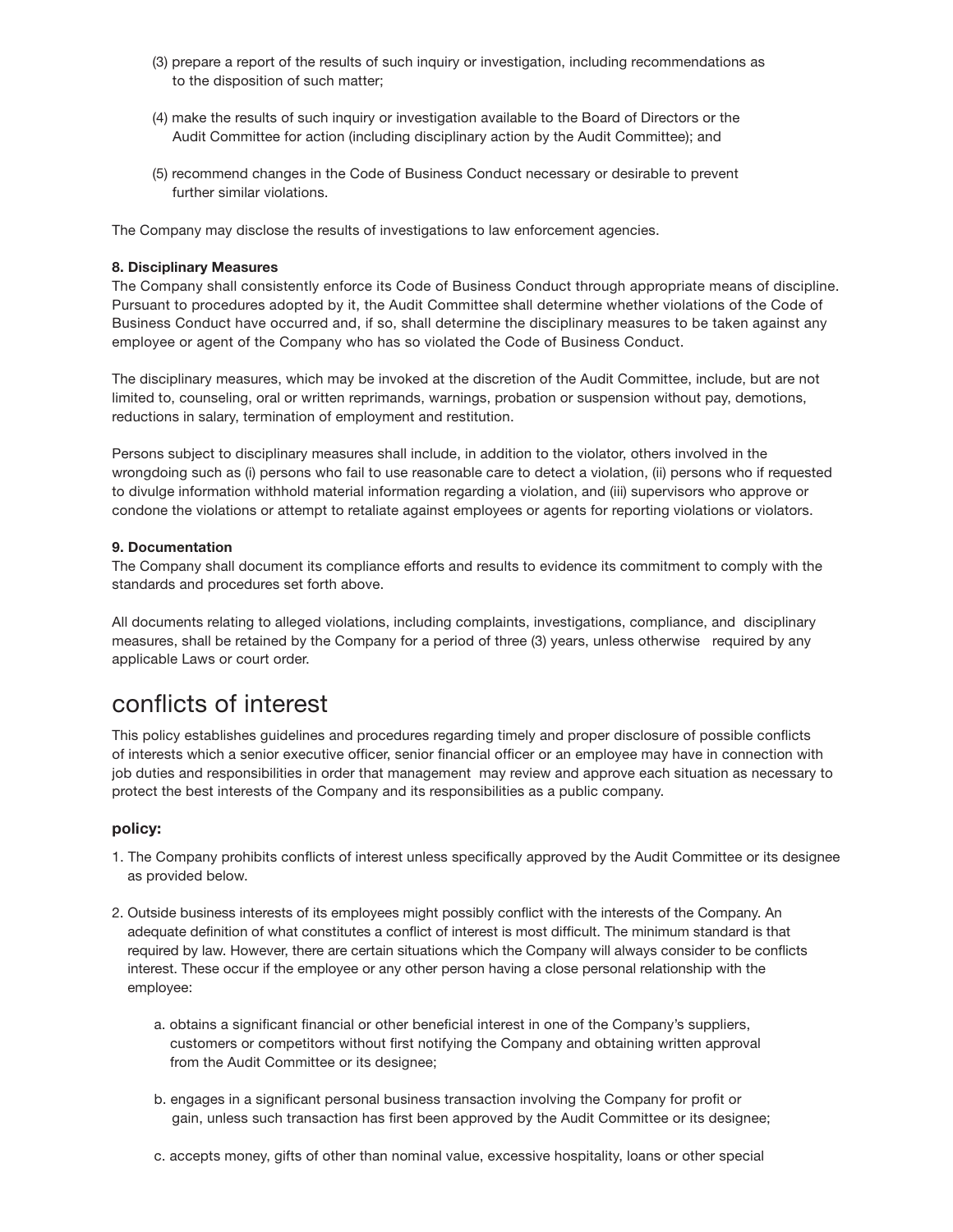(3) prepare a report of the results of such inquiry or investigation, including recommendations as to the disposition of such matter;

(4) make the results of such inquiry or investigation available to the Board of Directors or the Audit Committee for action (including disciplinary action by the Audit Committee); and

(5) recommend changes in the Code of Business Conduct necessary or desirable to prevent further similar violations.

The Company may disclose the results of investigations to law enforcement agencies.

**8. Disciplinary Measures**
The Company shall consistently enforce its Code of Business Conduct through appropriate means of discipline. Pursuant to procedures adopted by it, the Audit Committee shall determine whether violations of the Code of Business Conduct have occurred and, if so, shall determine the disciplinary measures to be taken against any employee or agent of the Company who has so violated the Code of Business Conduct.

The disciplinary measures, which may be invoked at the discretion of the Audit Committee, include, but are not limited to, counseling, oral or written reprimands, warnings, probation or suspension without pay, demotions, reductions in salary, termination of employment and restitution.

Persons subject to disciplinary measures shall include, in addition to the violator, others involved in the wrongdoing such as (i) persons who fail to use reasonable care to detect a violation, (ii) persons who if requested to divulge information withhold material information regarding a violation, and (iii) supervisors who approve or condone the violations or attempt to retaliate against employees or agents for reporting violations or violators.

**9. Documentation**
The Company shall document its compliance efforts and results to evidence its commitment to comply with the standards and procedures set forth above.

All documents relating to alleged violations, including complaints, investigations, compliance, and disciplinary measures, shall be retained by the Company for a period of three (3) years, unless otherwise required by any applicable Laws or court order.

# conflicts of interest

This policy establishes guidelines and procedures regarding timely and proper disclosure of possible conflicts of interests which a senior executive officer, senior financial officer or an employee may have in connection with job duties and responsibilities in order that management may review and approve each situation as necessary to protect the best interests of the Company and its responsibilities as a public company.

### policy:

1. The Company prohibits conflicts of interest unless specifically approved by the Audit Committee or its designee as provided below.

2. Outside business interests of its employees might possibly conflict with the interests of the Company. An adequate definition of what constitutes a conflict of interest is most difficult. The minimum standard is that required by law. However, there are certain situations which the Company will always consider to be conflicts interest. These occur if the employee or any other person having a close personal relationship with the employee:

   a. obtains a significant financial or other beneficial interest in one of the Company's suppliers, customers or competitors without first notifying the Company and obtaining written approval from the Audit Committee or its designee;

   b. engages in a significant personal business transaction involving the Company for profit or gain, unless such transaction has first been approved by the Audit Committee or its designee;

   c. accepts money, gifts of other than nominal value, excessive hospitality, loans or other special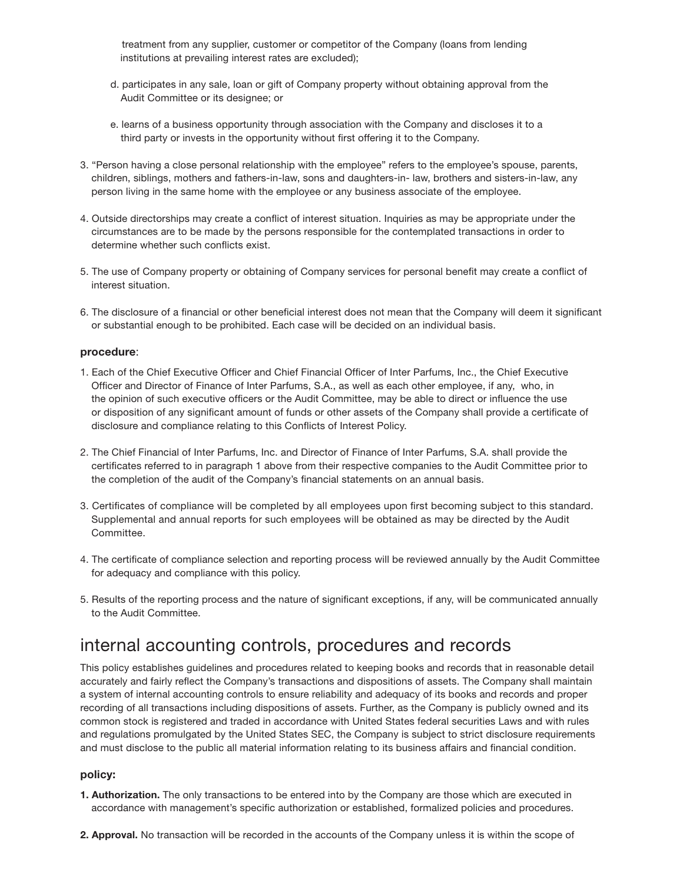treatment from any supplier, customer or competitor of the Company (loans from lending institutions at prevailing interest rates are excluded);

d. participates in any sale, loan or gift of Company property without obtaining approval from the Audit Committee or its designee; or

e. learns of a business opportunity through association with the Company and discloses it to a third party or invests in the opportunity without first offering it to the Company.

3. "Person having a close personal relationship with the employee" refers to the employee's spouse, parents, children, siblings, mothers and fathers-in-law, sons and daughters-in- law, brothers and sisters-in-law, any person living in the same home with the employee or any business associate of the employee.

4. Outside directorships may create a conflict of interest situation. Inquiries as may be appropriate under the circumstances are to be made by the persons responsible for the contemplated transactions in order to determine whether such conflicts exist.

5. The use of Company property or obtaining of Company services for personal benefit may create a conflict of interest situation.

6. The disclosure of a financial or other beneficial interest does not mean that the Company will deem it significant or substantial enough to be prohibited. Each case will be decided on an individual basis.

### procedure:

1. Each of the Chief Executive Officer and Chief Financial Officer of Inter Parfums, Inc., the Chief Executive Officer and Director of Finance of Inter Parfums, S.A., as well as each other employee, if any, who, in the opinion of such executive officers or the Audit Committee, may be able to direct or influence the use or disposition of any significant amount of funds or other assets of the Company shall provide a certificate of disclosure and compliance relating to this Conflicts of Interest Policy.

2. The Chief Financial of Inter Parfums, Inc. and Director of Finance of Inter Parfums, S.A. shall provide the certificates referred to in paragraph 1 above from their respective companies to the Audit Committee prior to the completion of the audit of the Company's financial statements on an annual basis.

3. Certificates of compliance will be completed by all employees upon first becoming subject to this standard. Supplemental and annual reports for such employees will be obtained as may be directed by the Audit Committee.

4. The certificate of compliance selection and reporting process will be reviewed annually by the Audit Committee for adequacy and compliance with this policy.

5. Results of the reporting process and the nature of significant exceptions, if any, will be communicated annually to the Audit Committee.

## internal accounting controls, procedures and records

This policy establishes guidelines and procedures related to keeping books and records that in reasonable detail accurately and fairly reflect the Company's transactions and dispositions of assets. The Company shall maintain a system of internal accounting controls to ensure reliability and adequacy of its books and records and proper recording of all transactions including dispositions of assets. Further, as the Company is publicly owned and its common stock is registered and traded in accordance with United States federal securities Laws and with rules and regulations promulgated by the United States SEC, the Company is subject to strict disclosure requirements and must disclose to the public all material information relating to its business affairs and financial condition.

### policy:

1. **Authorization.** The only transactions to be entered into by the Company are those which are executed in accordance with management's specific authorization or established, formalized policies and procedures.

2. **Approval.** No transaction will be recorded in the accounts of the Company unless it is within the scope of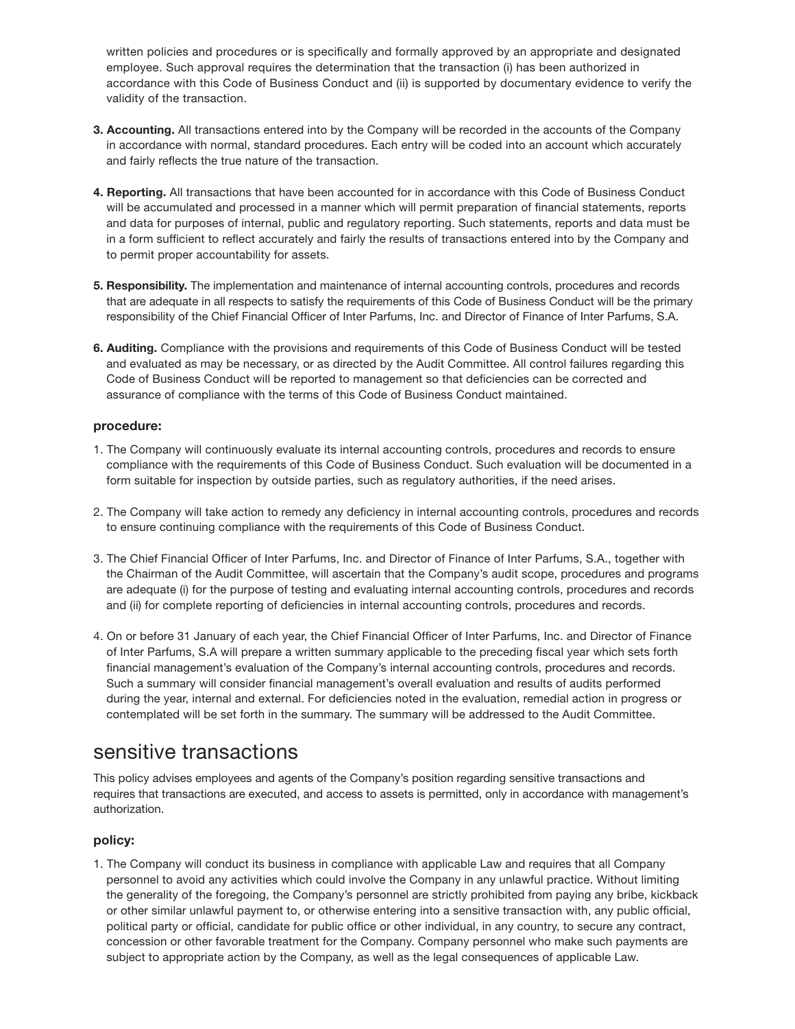written policies and procedures or is specifically and formally approved by an appropriate and designated employee. Such approval requires the determination that the transaction (i) has been authorized in accordance with this Code of Business Conduct and (ii) is supported by documentary evidence to verify the validity of the transaction.

3. **Accounting.** All transactions entered into by the Company will be recorded in the accounts of the Company in accordance with normal, standard procedures. Each entry will be coded into an account which accurately and fairly reflects the true nature of the transaction.

4. **Reporting.** All transactions that have been accounted for in accordance with this Code of Business Conduct will be accumulated and processed in a manner which will permit preparation of financial statements, reports and data for purposes of internal, public and regulatory reporting. Such statements, reports and data must be in a form sufficient to reflect accurately and fairly the results of transactions entered into by the Company and to permit proper accountability for assets.

5. **Responsibility.** The implementation and maintenance of internal accounting controls, procedures and records that are adequate in all respects to satisfy the requirements of this Code of Business Conduct will be the primary responsibility of the Chief Financial Officer of Inter Parfums, Inc. and Director of Finance of Inter Parfums, S.A.

6. **Auditing.** Compliance with the provisions and requirements of this Code of Business Conduct will be tested and evaluated as may be necessary, or as directed by the Audit Committee. All control failures regarding this Code of Business Conduct will be reported to management so that deficiencies can be corrected and assurance of compliance with the terms of this Code of Business Conduct maintained.

### procedure:

1. The Company will continuously evaluate its internal accounting controls, procedures and records to ensure compliance with the requirements of this Code of Business Conduct. Such evaluation will be documented in a form suitable for inspection by outside parties, such as regulatory authorities, if the need arises.

2. The Company will take action to remedy any deficiency in internal accounting controls, procedures and records to ensure continuing compliance with the requirements of this Code of Business Conduct.

3. The Chief Financial Officer of Inter Parfums, Inc. and Director of Finance of Inter Parfums, S.A., together with the Chairman of the Audit Committee, will ascertain that the Company's audit scope, procedures and programs are adequate (i) for the purpose of testing and evaluating internal accounting controls, procedures and records and (ii) for complete reporting of deficiencies in internal accounting controls, procedures and records.

4. On or before 31 January of each year, the Chief Financial Officer of Inter Parfums, Inc. and Director of Finance of Inter Parfums, S.A will prepare a written summary applicable to the preceding fiscal year which sets forth financial management's evaluation of the Company's internal accounting controls, procedures and records. Such a summary will consider financial management's overall evaluation and results of audits performed during the year, internal and external. For deficiencies noted in the evaluation, remedial action in progress or contemplated will be set forth in the summary. The summary will be addressed to the Audit Committee.

## sensitive transactions

This policy advises employees and agents of the Company's position regarding sensitive transactions and requires that transactions are executed, and access to assets is permitted, only in accordance with management's authorization.

### policy:

1. The Company will conduct its business in compliance with applicable Law and requires that all Company personnel to avoid any activities which could involve the Company in any unlawful practice. Without limiting the generality of the foregoing, the Company's personnel are strictly prohibited from paying any bribe, kickback or other similar unlawful payment to, or otherwise entering into a sensitive transaction with, any public official, political party or official, candidate for public office or other individual, in any country, to secure any contract, concession or other favorable treatment for the Company. Company personnel who make such payments are subject to appropriate action by the Company, as well as the legal consequences of applicable Law.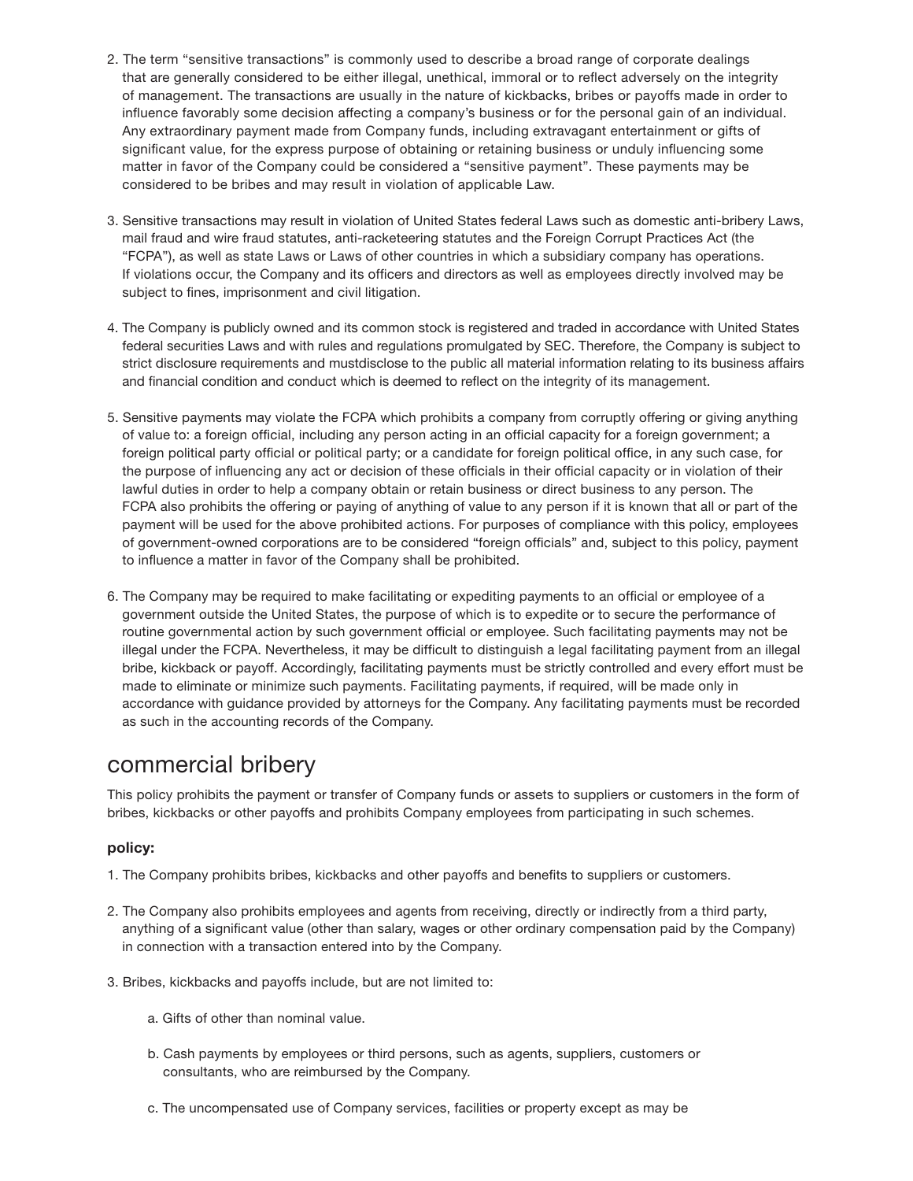2. The term “sensitive transactions” is commonly used to describe a broad range of corporate dealings that are generally considered to be either illegal, unethical, immoral or to reflect adversely on the integrity of management. The transactions are usually in the nature of kickbacks, bribes or payoffs made in order to influence favorably some decision affecting a company’s business or for the personal gain of an individual. Any extraordinary payment made from Company funds, including extravagant entertainment or gifts of significant value, for the express purpose of obtaining or retaining business or unduly influencing some matter in favor of the Company could be considered a “sensitive payment”. These payments may be considered to be bribes and may result in violation of applicable Law.

3. Sensitive transactions may result in violation of United States federal Laws such as domestic anti-bribery Laws, mail fraud and wire fraud statutes, anti-racketeering statutes and the Foreign Corrupt Practices Act (the “FCPA”), as well as state Laws or Laws of other countries in which a subsidiary company has operations. If violations occur, the Company and its officers and directors as well as employees directly involved may be subject to fines, imprisonment and civil litigation.

4. The Company is publicly owned and its common stock is registered and traded in accordance with United States federal securities Laws and with rules and regulations promulgated by SEC. Therefore, the Company is subject to strict disclosure requirements and mustdisclose to the public all material information relating to its business affairs and financial condition and conduct which is deemed to reflect on the integrity of its management.

5. Sensitive payments may violate the FCPA which prohibits a company from corruptly offering or giving anything of value to: a foreign official, including any person acting in an official capacity for a foreign government; a foreign political party official or political party; or a candidate for foreign political office, in any such case, for the purpose of influencing any act or decision of these officials in their official capacity or in violation of their lawful duties in order to help a company obtain or retain business or direct business to any person. The FCPA also prohibits the offering or paying of anything of value to any person if it is known that all or part of the payment will be used for the above prohibited actions. For purposes of compliance with this policy, employees of government-owned corporations are to be considered “foreign officials” and, subject to this policy, payment to influence a matter in favor of the Company shall be prohibited.

6. The Company may be required to make facilitating or expediting payments to an official or employee of a government outside the United States, the purpose of which is to expedite or to secure the performance of routine governmental action by such government official or employee. Such facilitating payments may not be illegal under the FCPA. Nevertheless, it may be difficult to distinguish a legal facilitating payment from an illegal bribe, kickback or payoff. Accordingly, facilitating payments must be strictly controlled and every effort must be made to eliminate or minimize such payments. Facilitating payments, if required, will be made only in accordance with guidance provided by attorneys for the Company. Any facilitating payments must be recorded as such in the accounting records of the Company.

## commercial bribery

This policy prohibits the payment or transfer of Company funds or assets to suppliers or customers in the form of bribes, kickbacks or other payoffs and prohibits Company employees from participating in such schemes.

### policy:

1. The Company prohibits bribes, kickbacks and other payoffs and benefits to suppliers or customers.

2. The Company also prohibits employees and agents from receiving, directly or indirectly from a third party, anything of a significant value (other than salary, wages or other ordinary compensation paid by the Company) in connection with a transaction entered into by the Company.

3. Bribes, kickbacks and payoffs include, but are not limited to:

    a. Gifts of other than nominal value.

    b. Cash payments by employees or third persons, such as agents, suppliers, customers or consultants, who are reimbursed by the Company.

    c. The uncompensated use of Company services, facilities or property except as may be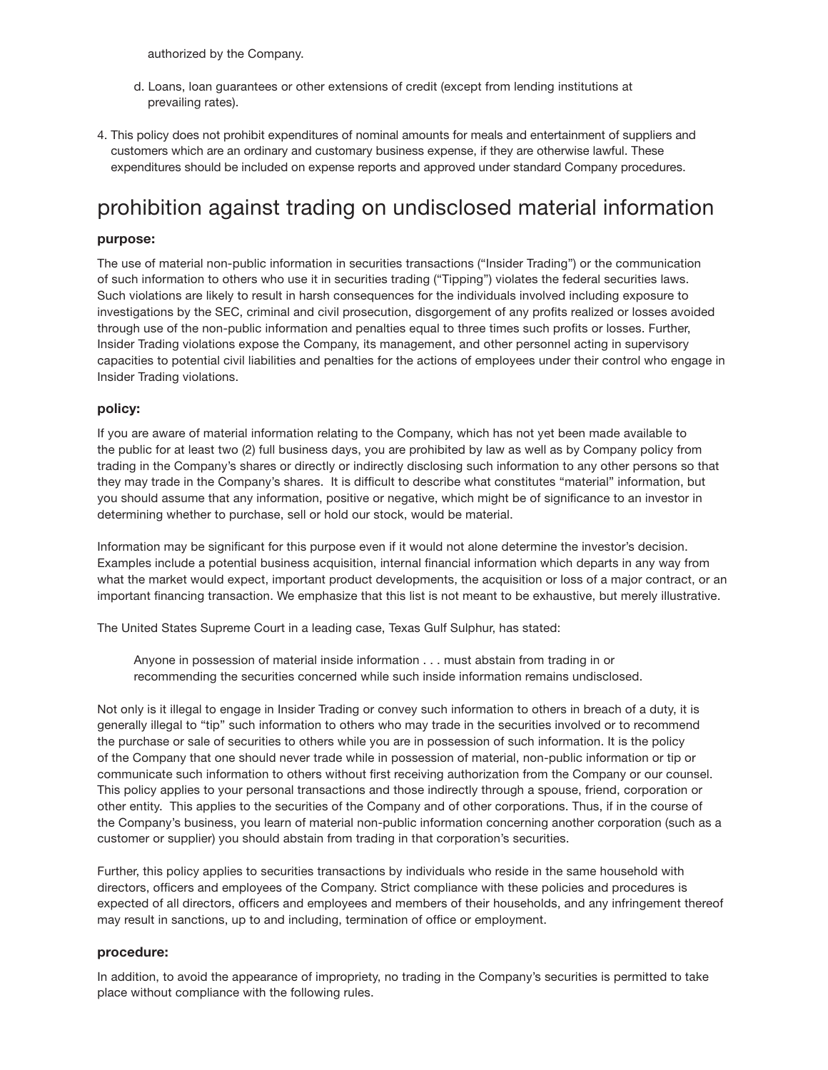authorized by the Company.

d. Loans, loan guarantees or other extensions of credit (except from lending institutions at prevailing rates).

4. This policy does not prohibit expenditures of nominal amounts for meals and entertainment of suppliers and customers which are an ordinary and customary business expense, if they are otherwise lawful. These expenditures should be included on expense reports and approved under standard Company procedures.

# prohibition against trading on undisclosed material information

### purpose:

The use of material non-public information in securities transactions ("Insider Trading") or the communication of such information to others who use it in securities trading ("Tipping") violates the federal securities laws. Such violations are likely to result in harsh consequences for the individuals involved including exposure to investigations by the SEC, criminal and civil prosecution, disgorgement of any profits realized or losses avoided through use of the non-public information and penalties equal to three times such profits or losses. Further, Insider Trading violations expose the Company, its management, and other personnel acting in supervisory capacities to potential civil liabilities and penalties for the actions of employees under their control who engage in Insider Trading violations.

### policy:

If you are aware of material information relating to the Company, which has not yet been made available to the public for at least two (2) full business days, you are prohibited by law as well as by Company policy from trading in the Company's shares or directly or indirectly disclosing such information to any other persons so that they may trade in the Company's shares. It is difficult to describe what constitutes "material" information, but you should assume that any information, positive or negative, which might be of significance to an investor in determining whether to purchase, sell or hold our stock, would be material.

Information may be significant for this purpose even if it would not alone determine the investor's decision. Examples include a potential business acquisition, internal financial information which departs in any way from what the market would expect, important product developments, the acquisition or loss of a major contract, or an important financing transaction. We emphasize that this list is not meant to be exhaustive, but merely illustrative.

The United States Supreme Court in a leading case, Texas Gulf Sulphur, has stated:

> Anyone in possession of material inside information . . . must abstain from trading in or recommending the securities concerned while such inside information remains undisclosed.

Not only is it illegal to engage in Insider Trading or convey such information to others in breach of a duty, it is generally illegal to "tip" such information to others who may trade in the securities involved or to recommend the purchase or sale of securities to others while you are in possession of such information. It is the policy of the Company that one should never trade while in possession of material, non-public information or tip or communicate such information to others without first receiving authorization from the Company or our counsel. This policy applies to your personal transactions and those indirectly through a spouse, friend, corporation or other entity. This applies to the securities of the Company and of other corporations. Thus, if in the course of the Company's business, you learn of material non-public information concerning another corporation (such as a customer or supplier) you should abstain from trading in that corporation's securities.

Further, this policy applies to securities transactions by individuals who reside in the same household with directors, officers and employees of the Company. Strict compliance with these policies and procedures is expected of all directors, officers and employees and members of their households, and any infringement thereof may result in sanctions, up to and including, termination of office or employment.

### procedure:

In addition, to avoid the appearance of impropriety, no trading in the Company's securities is permitted to take place without compliance with the following rules.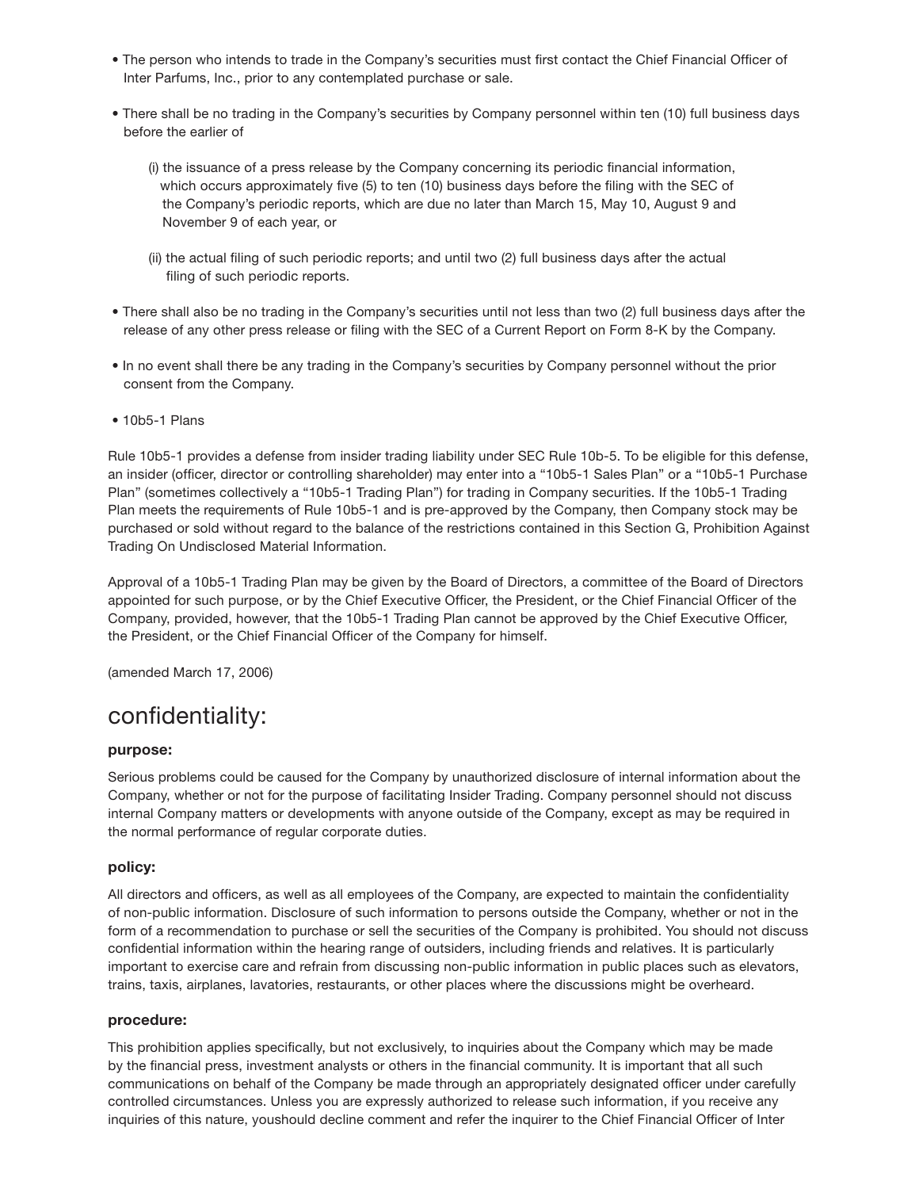- The person who intends to trade in the Company's securities must first contact the Chief Financial Officer of Inter Parfums, Inc., prior to any contemplated purchase or sale.
- There shall be no trading in the Company's securities by Company personnel within ten (10) full business days before the earlier of

  (i) the issuance of a press release by the Company concerning its periodic financial information, which occurs approximately five (5) to ten (10) business days before the filing with the SEC of the Company's periodic reports, which are due no later than March 15, May 10, August 9 and November 9 of each year, or

  (ii) the actual filing of such periodic reports; and until two (2) full business days after the actual filing of such periodic reports.

- There shall also be no trading in the Company's securities until not less than two (2) full business days after the release of any other press release or filing with the SEC of a Current Report on Form 8-K by the Company.
- In no event shall there be any trading in the Company's securities by Company personnel without the prior consent from the Company.
- 10b5-1 Plans

Rule 10b5-1 provides a defense from insider trading liability under SEC Rule 10b-5. To be eligible for this defense, an insider (officer, director or controlling shareholder) may enter into a "10b5-1 Sales Plan" or a "10b5-1 Purchase Plan" (sometimes collectively a "10b5-1 Trading Plan") for trading in Company securities. If the 10b5-1 Trading Plan meets the requirements of Rule 10b5-1 and is pre-approved by the Company, then Company stock may be purchased or sold without regard to the balance of the restrictions contained in this Section G, Prohibition Against Trading On Undisclosed Material Information.

Approval of a 10b5-1 Trading Plan may be given by the Board of Directors, a committee of the Board of Directors appointed for such purpose, or by the Chief Executive Officer, the President, or the Chief Financial Officer of the Company, provided, however, that the 10b5-1 Trading Plan cannot be approved by the Chief Executive Officer, the President, or the Chief Financial Officer of the Company for himself.

(amended March 17, 2006)

## confidentiality:

### purpose:

Serious problems could be caused for the Company by unauthorized disclosure of internal information about the Company, whether or not for the purpose of facilitating Insider Trading. Company personnel should not discuss internal Company matters or developments with anyone outside of the Company, except as may be required in the normal performance of regular corporate duties.

### policy:

All directors and officers, as well as all employees of the Company, are expected to maintain the confidentiality of non-public information. Disclosure of such information to persons outside the Company, whether or not in the form of a recommendation to purchase or sell the securities of the Company is prohibited. You should not discuss confidential information within the hearing range of outsiders, including friends and relatives. It is particularly important to exercise care and refrain from discussing non-public information in public places such as elevators, trains, taxis, airplanes, lavatories, restaurants, or other places where the discussions might be overheard.

### procedure:

This prohibition applies specifically, but not exclusively, to inquiries about the Company which may be made by the financial press, investment analysts or others in the financial community. It is important that all such communications on behalf of the Company be made through an appropriately designated officer under carefully controlled circumstances. Unless you are expressly authorized to release such information, if you receive any inquiries of this nature, youshould decline comment and refer the inquirer to the Chief Financial Officer of Inter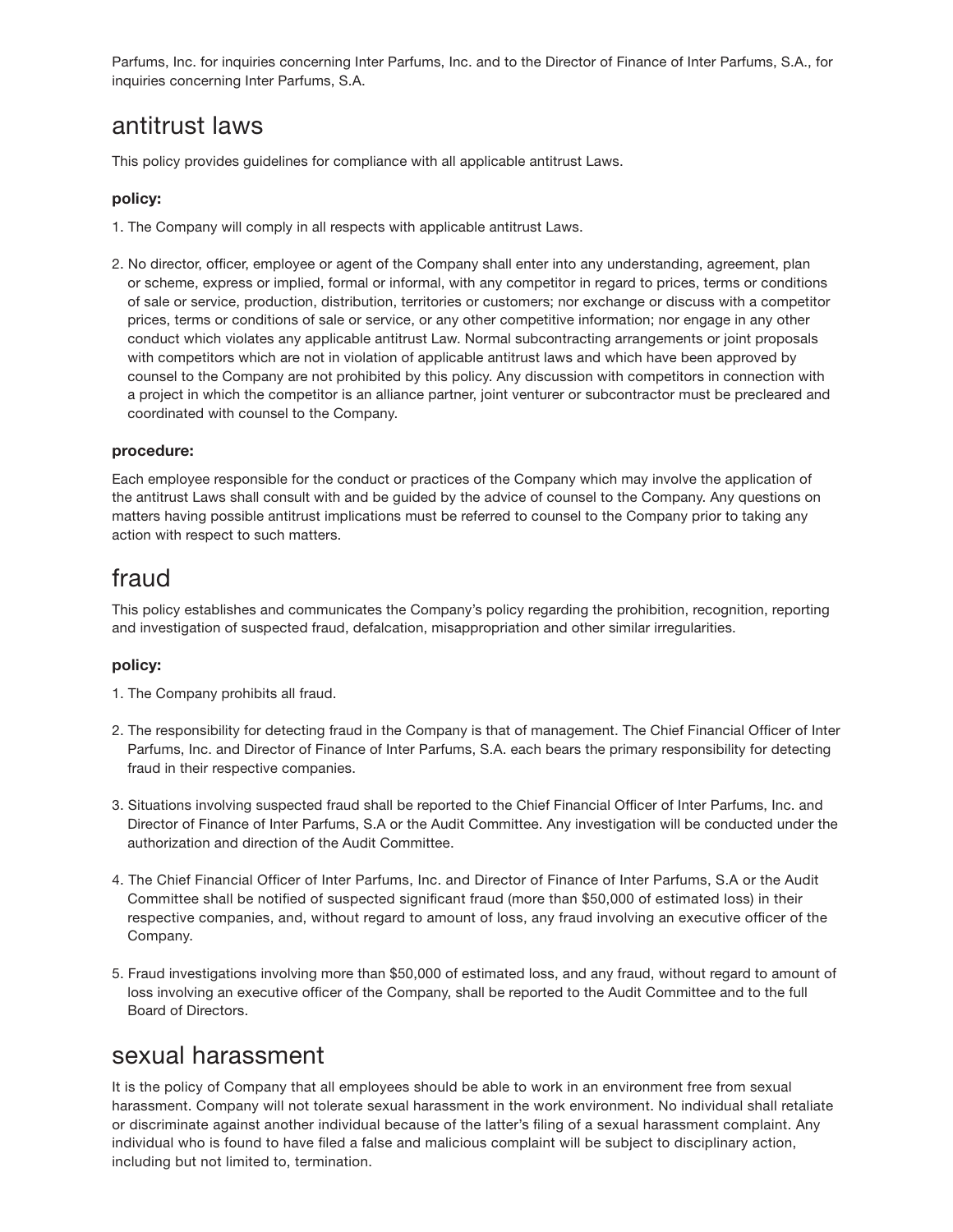Parfums, Inc. for inquiries concerning Inter Parfums, Inc. and to the Director of Finance of Inter Parfums, S.A., for inquiries concerning Inter Parfums, S.A.

## antitrust laws

This policy provides guidelines for compliance with all applicable antitrust Laws.

**policy:**

1. The Company will comply in all respects with applicable antitrust Laws.

2. No director, officer, employee or agent of the Company shall enter into any understanding, agreement, plan or scheme, express or implied, formal or informal, with any competitor in regard to prices, terms or conditions of sale or service, production, distribution, territories or customers; nor exchange or discuss with a competitor prices, terms or conditions of sale or service, or any other competitive information; nor engage in any other conduct which violates any applicable antitrust Law. Normal subcontracting arrangements or joint proposals with competitors which are not in violation of applicable antitrust laws and which have been approved by counsel to the Company are not prohibited by this policy. Any discussion with competitors in connection with a project in which the competitor is an alliance partner, joint venturer or subcontractor must be precleared and coordinated with counsel to the Company.

**procedure:**

Each employee responsible for the conduct or practices of the Company which may involve the application of the antitrust Laws shall consult with and be guided by the advice of counsel to the Company. Any questions on matters having possible antitrust implications must be referred to counsel to the Company prior to taking any action with respect to such matters.

## fraud

This policy establishes and communicates the Company's policy regarding the prohibition, recognition, reporting and investigation of suspected fraud, defalcation, misappropriation and other similar irregularities.

**policy:**

1. The Company prohibits all fraud.

2. The responsibility for detecting fraud in the Company is that of management. The Chief Financial Officer of Inter Parfums, Inc. and Director of Finance of Inter Parfums, S.A. each bears the primary responsibility for detecting fraud in their respective companies.

3. Situations involving suspected fraud shall be reported to the Chief Financial Officer of Inter Parfums, Inc. and Director of Finance of Inter Parfums, S.A or the Audit Committee. Any investigation will be conducted under the authorization and direction of the Audit Committee.

4. The Chief Financial Officer of Inter Parfums, Inc. and Director of Finance of Inter Parfums, S.A or the Audit Committee shall be notified of suspected significant fraud (more than $50,000 of estimated loss) in their respective companies, and, without regard to amount of loss, any fraud involving an executive officer of the Company.

5. Fraud investigations involving more than $50,000 of estimated loss, and any fraud, without regard to amount of loss involving an executive officer of the Company, shall be reported to the Audit Committee and to the full Board of Directors.

## sexual harassment

It is the policy of Company that all employees should be able to work in an environment free from sexual harassment. Company will not tolerate sexual harassment in the work environment. No individual shall retaliate or discriminate against another individual because of the latter's filing of a sexual harassment complaint. Any individual who is found to have filed a false and malicious complaint will be subject to disciplinary action, including but not limited to, termination.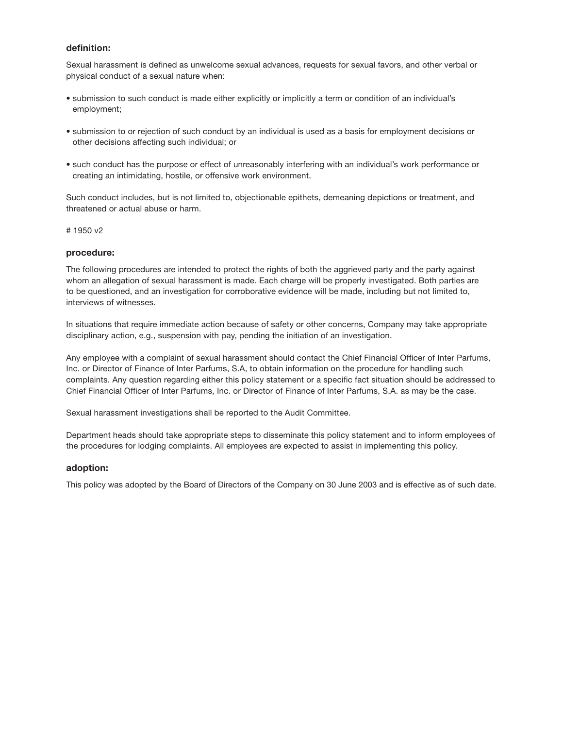### definition:

Sexual harassment is defined as unwelcome sexual advances, requests for sexual favors, and other verbal or physical conduct of a sexual nature when:

- submission to such conduct is made either explicitly or implicitly a term or condition of an individual's employment;
- submission to or rejection of such conduct by an individual is used as a basis for employment decisions or other decisions affecting such individual; or
- such conduct has the purpose or effect of unreasonably interfering with an individual's work performance or creating an intimidating, hostile, or offensive work environment.

Such conduct includes, but is not limited to, objectionable epithets, demeaning depictions or treatment, and threatened or actual abuse or harm.

# 1950 v2

### procedure:

The following procedures are intended to protect the rights of both the aggrieved party and the party against whom an allegation of sexual harassment is made. Each charge will be properly investigated. Both parties are to be questioned, and an investigation for corroborative evidence will be made, including but not limited to, interviews of witnesses.

In situations that require immediate action because of safety or other concerns, Company may take appropriate disciplinary action, e.g., suspension with pay, pending the initiation of an investigation.

Any employee with a complaint of sexual harassment should contact the Chief Financial Officer of Inter Parfums, Inc. or Director of Finance of Inter Parfums, S.A, to obtain information on the procedure for handling such complaints. Any question regarding either this policy statement or a specific fact situation should be addressed to Chief Financial Officer of Inter Parfums, Inc. or Director of Finance of Inter Parfums, S.A. as may be the case.

Sexual harassment investigations shall be reported to the Audit Committee.

Department heads should take appropriate steps to disseminate this policy statement and to inform employees of the procedures for lodging complaints. All employees are expected to assist in implementing this policy.

### adoption:

This policy was adopted by the Board of Directors of the Company on 30 June 2003 and is effective as of such date.